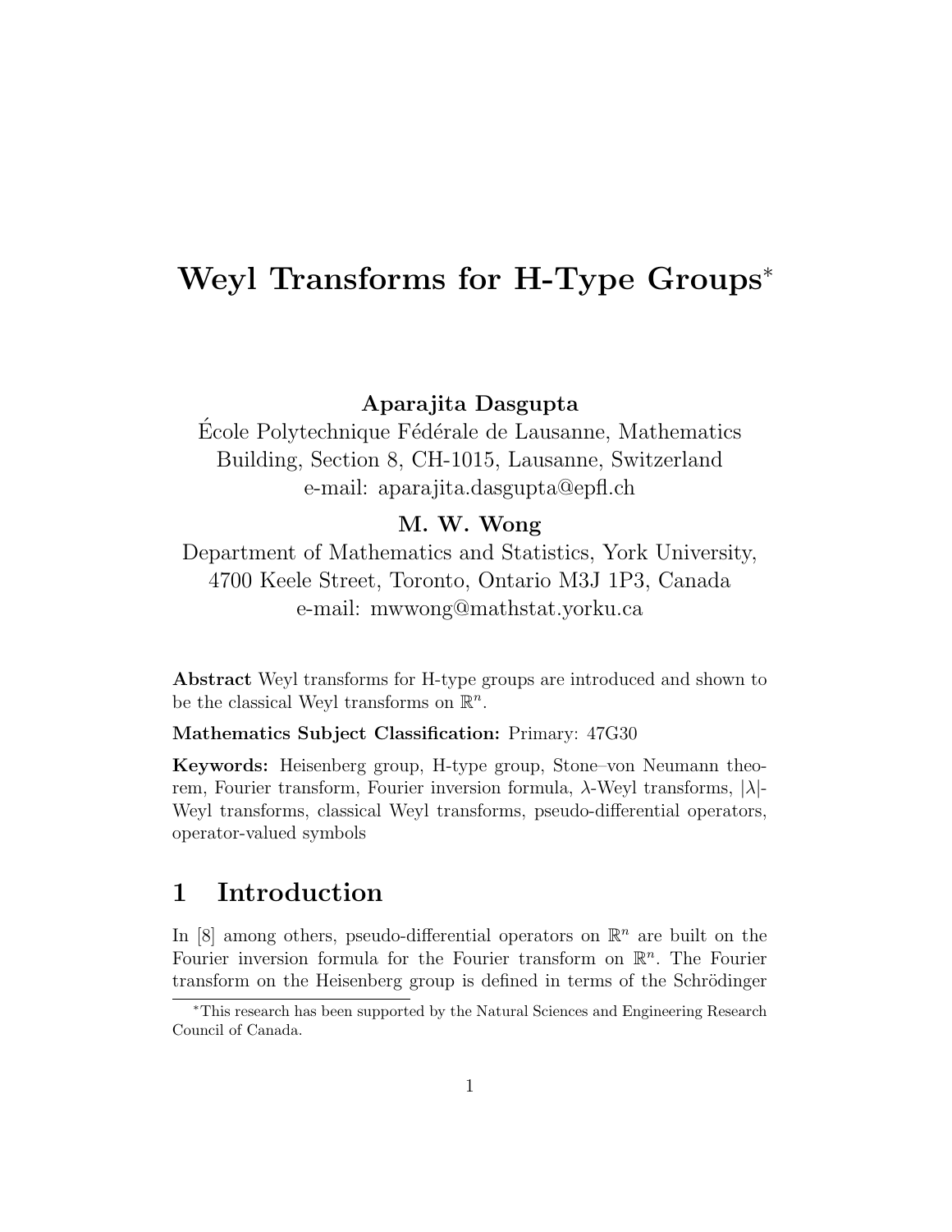# Weyl Transforms for H-Type Groups*

**Aparajita Dasgupta**

École Polytechnique Fédérale de Lausanne, Mathematics Building, Section 8, CH-1015, Lausanne, Switzerland
e-mail: aparajita.dasgupta@epfl.ch

**M. W. Wong**

Department of Mathematics and Statistics, York University, 4700 Keele Street, Toronto, Ontario M3J 1P3, Canada
e-mail: mwwong@mathstat.yorku.ca

**Abstract** Weyl transforms for H-type groups are introduced and shown to be the classical Weyl transforms on $\mathbb{R}^n$.

**Mathematics Subject Classification:** Primary: 47G30

**Keywords:** Heisenberg group, H-type group, Stone–von Neumann theorem, Fourier transform, Fourier inversion formula, $\lambda$-Weyl transforms, $|\lambda|$-Weyl transforms, classical Weyl transforms, pseudo-differential operators, operator-valued symbols

## 1 Introduction

In [8] among others, pseudo-differential operators on $\mathbb{R}^n$ are built on the Fourier inversion formula for the Fourier transform on $\mathbb{R}^n$. The Fourier transform on the Heisenberg group is defined in terms of the Schrödinger

*This research has been supported by the Natural Sciences and Engineering Research Council of Canada.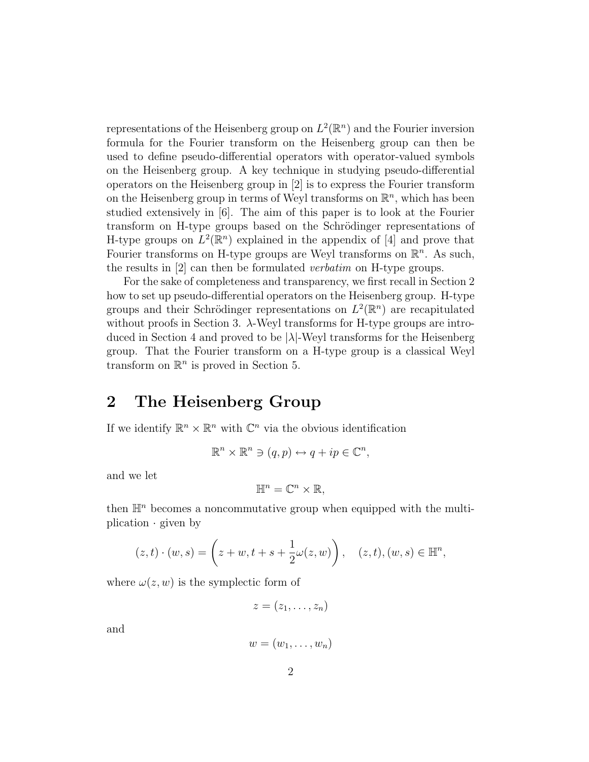representations of the Heisenberg group on $L^2(\mathbb{R}^n)$ and the Fourier inversion formula for the Fourier transform on the Heisenberg group can then be used to define pseudo-differential operators with operator-valued symbols on the Heisenberg group. A key technique in studying pseudo-differential operators on the Heisenberg group in [2] is to express the Fourier transform on the Heisenberg group in terms of Weyl transforms on $\mathbb{R}^n$, which has been studied extensively in [6]. The aim of this paper is to look at the Fourier transform on H-type groups based on the Schrödinger representations of H-type groups on $L^2(\mathbb{R}^n)$ explained in the appendix of [4] and prove that Fourier transforms on H-type groups are Weyl transforms on $\mathbb{R}^n$. As such, the results in [2] can then be formulated *verbatim* on H-type groups.

For the sake of completeness and transparency, we first recall in Section 2 how to set up pseudo-differential operators on the Heisenberg group. H-type groups and their Schrödinger representations on $L^2(\mathbb{R}^n)$ are recapitulated without proofs in Section 3. $\lambda$-Weyl transforms for H-type groups are introduced in Section 4 and proved to be $|\lambda|$-Weyl transforms for the Heisenberg group. That the Fourier transform on a H-type group is a classical Weyl transform on $\mathbb{R}^n$ is proved in Section 5.

## 2 The Heisenberg Group

If we identify $\mathbb{R}^n \times \mathbb{R}^n$ with $\mathbb{C}^n$ via the obvious identification

$$\mathbb{R}^n \times \mathbb{R}^n \ni (q, p) \leftrightarrow q + ip \in \mathbb{C}^n,$$

and we let

$$\mathbb{H}^n = \mathbb{C}^n \times \mathbb{R},$$

then $\mathbb{H}^n$ becomes a noncommutative group when equipped with the multiplication $\cdot$ given by

$$(z, t) \cdot (w, s) = \left( z + w, t + s + \frac{1}{2}\omega(z, w) \right), \quad (z, t), (w, s) \in \mathbb{H}^n,$$

where $\omega(z, w)$ is the symplectic form of

$$z = (z_1, \ldots, z_n)$$

and

$$w = (w_1, \ldots, w_n)$$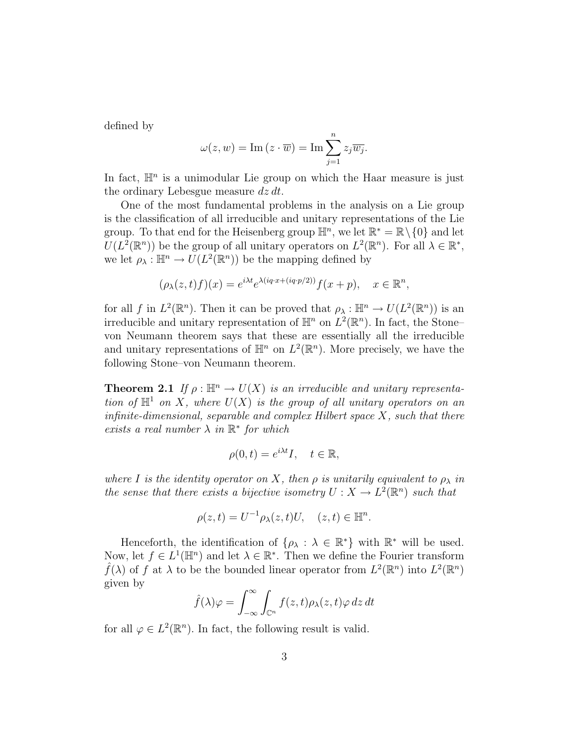defined by

$$\omega(z, w) = \operatorname{Im}(z \cdot \overline{w}) = \operatorname{Im} \sum_{j=1}^{n} z_j \overline{w_j}.$$

In fact, $\mathbb{H}^n$ is a unimodular Lie group on which the Haar measure is just the ordinary Lebesgue measure $dz\, dt$.

One of the most fundamental problems in the analysis on a Lie group is the classification of all irreducible and unitary representations of the Lie group. To that end for the Heisenberg group $\mathbb{H}^n$, we let $\mathbb{R}^* = \mathbb{R} \setminus \{0\}$ and let $U(L^2(\mathbb{R}^n))$ be the group of all unitary operators on $L^2(\mathbb{R}^n)$. For all $\lambda \in \mathbb{R}^*$, we let $\rho_\lambda : \mathbb{H}^n \to U(L^2(\mathbb{R}^n))$ be the mapping defined by

$$(\rho_\lambda(z, t) f)(x) = e^{i\lambda t} e^{\lambda(iq \cdot x + (iq \cdot p/2))} f(x + p), \quad x \in \mathbb{R}^n,$$

for all $f$ in $L^2(\mathbb{R}^n)$. Then it can be proved that $\rho_\lambda : \mathbb{H}^n \to U(L^2(\mathbb{R}^n))$ is an irreducible and unitary representation of $\mathbb{H}^n$ on $L^2(\mathbb{R}^n)$. In fact, the Stone–von Neumann theorem says that these are essentially all the irreducible and unitary representations of $\mathbb{H}^n$ on $L^2(\mathbb{R}^n)$. More precisely, we have the following Stone–von Neumann theorem.

**Theorem 2.1** *If $\rho : \mathbb{H}^n \to U(X)$ is an irreducible and unitary representation of $\mathbb{H}^1$ on $X$, where $U(X)$ is the group of all unitary operators on an infinite-dimensional, separable and complex Hilbert space $X$, such that there exists a real number $\lambda$ in $\mathbb{R}^*$ for which*

$$\rho(0, t) = e^{i\lambda t} I, \quad t \in \mathbb{R},$$

*where $I$ is the identity operator on $X$, then $\rho$ is unitarily equivalent to $\rho_\lambda$ in the sense that there exists a bijective isometry $U : X \to L^2(\mathbb{R}^n)$ such that*

$$\rho(z, t) = U^{-1} \rho_\lambda(z, t) U, \quad (z, t) \in \mathbb{H}^n.$$

Henceforth, the identification of $\{\rho_\lambda : \lambda \in \mathbb{R}^*\}$ with $\mathbb{R}^*$ will be used. Now, let $f \in L^1(\mathbb{H}^n)$ and let $\lambda \in \mathbb{R}^*$. Then we define the Fourier transform $\hat{f}(\lambda)$ of $f$ at $\lambda$ to be the bounded linear operator from $L^2(\mathbb{R}^n)$ into $L^2(\mathbb{R}^n)$ given by

$$\hat{f}(\lambda)\varphi = \int_{-\infty}^{\infty} \int_{\mathbb{C}^n} f(z, t) \rho_\lambda(z, t) \varphi \, dz\, dt$$

for all $\varphi \in L^2(\mathbb{R}^n)$. In fact, the following result is valid.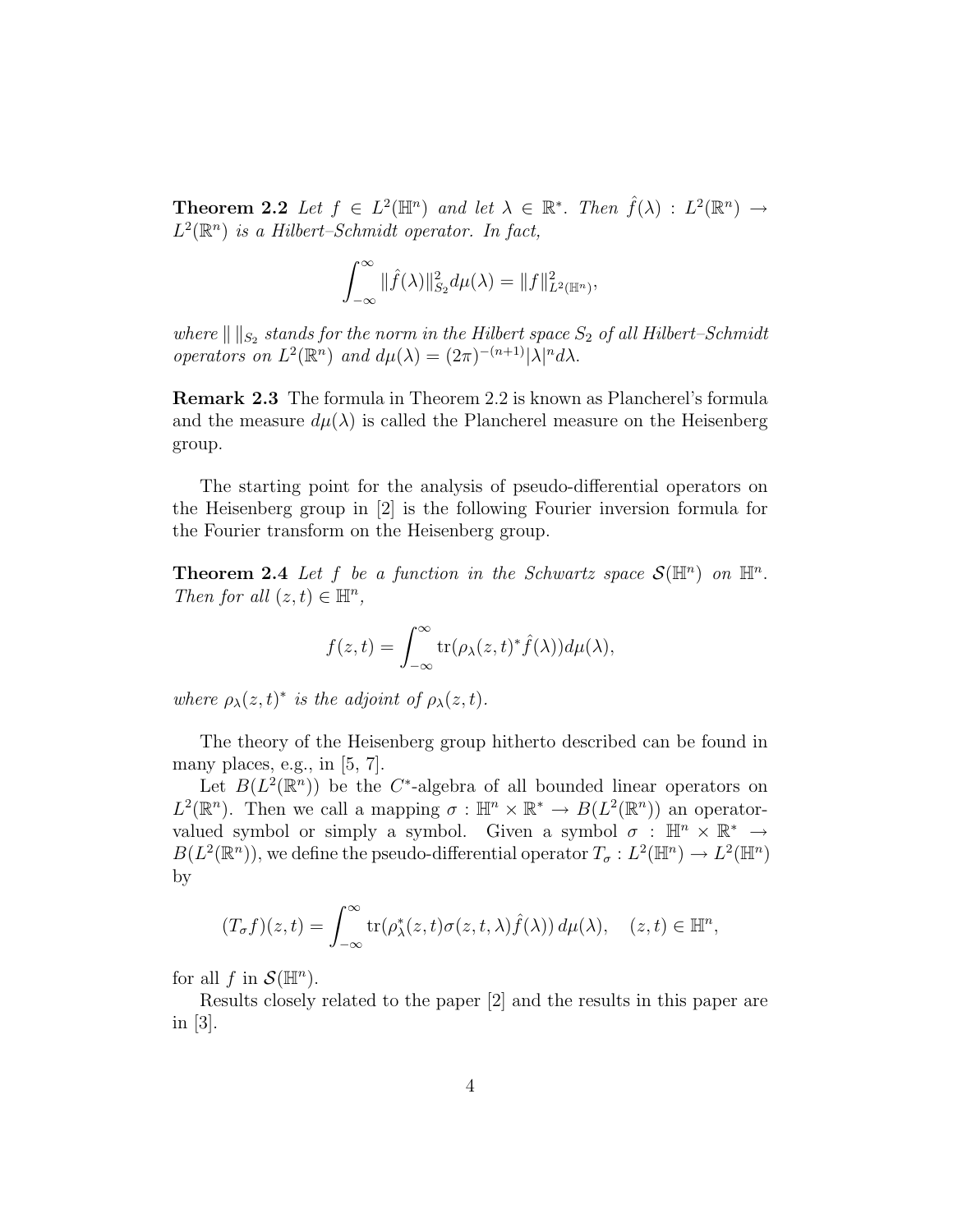**Theorem 2.2** *Let $f \in L^2(\mathbb{H}^n)$ and let $\lambda \in \mathbb{R}^*$. Then $\hat{f}(\lambda) : L^2(\mathbb{R}^n) \to L^2(\mathbb{R}^n)$ is a Hilbert–Schmidt operator. In fact,*

$$\int_{-\infty}^{\infty} \|\hat{f}(\lambda)\|_{S_2}^2 d\mu(\lambda) = \|f\|_{L^2(\mathbb{H}^n)}^2,$$

*where $\| \, \|_{S_2}$ stands for the norm in the Hilbert space $S_2$ of all Hilbert–Schmidt operators on $L^2(\mathbb{R}^n)$ and $d\mu(\lambda) = (2\pi)^{-(n+1)}|\lambda|^n d\lambda$.*

**Remark 2.3** The formula in Theorem 2.2 is known as Plancherel's formula and the measure $d\mu(\lambda)$ is called the Plancherel measure on the Heisenberg group.

The starting point for the analysis of pseudo-differential operators on the Heisenberg group in [2] is the following Fourier inversion formula for the Fourier transform on the Heisenberg group.

**Theorem 2.4** *Let $f$ be a function in the Schwartz space $\mathcal{S}(\mathbb{H}^n)$ on $\mathbb{H}^n$. Then for all $(z, t) \in \mathbb{H}^n$,*

$$f(z, t) = \int_{-\infty}^{\infty} \operatorname{tr}(\rho_\lambda(z, t)^* \hat{f}(\lambda)) d\mu(\lambda),$$

*where $\rho_\lambda(z, t)^*$ is the adjoint of $\rho_\lambda(z, t)$.*

The theory of the Heisenberg group hitherto described can be found in many places, e.g., in [5, 7].

Let $B(L^2(\mathbb{R}^n))$ be the $C^*$-algebra of all bounded linear operators on $L^2(\mathbb{R}^n)$. Then we call a mapping $\sigma : \mathbb{H}^n \times \mathbb{R}^* \to B(L^2(\mathbb{R}^n))$ an operator-valued symbol or simply a symbol. Given a symbol $\sigma : \mathbb{H}^n \times \mathbb{R}^* \to B(L^2(\mathbb{R}^n))$, we define the pseudo-differential operator $T_\sigma : L^2(\mathbb{H}^n) \to L^2(\mathbb{H}^n)$ by

$$(T_\sigma f)(z, t) = \int_{-\infty}^{\infty} \operatorname{tr}(\rho_\lambda^*(z, t)\sigma(z, t, \lambda)\hat{f}(\lambda))\, d\mu(\lambda), \quad (z, t) \in \mathbb{H}^n,$$

for all $f$ in $\mathcal{S}(\mathbb{H}^n)$.

Results closely related to the paper [2] and the results in this paper are in [3].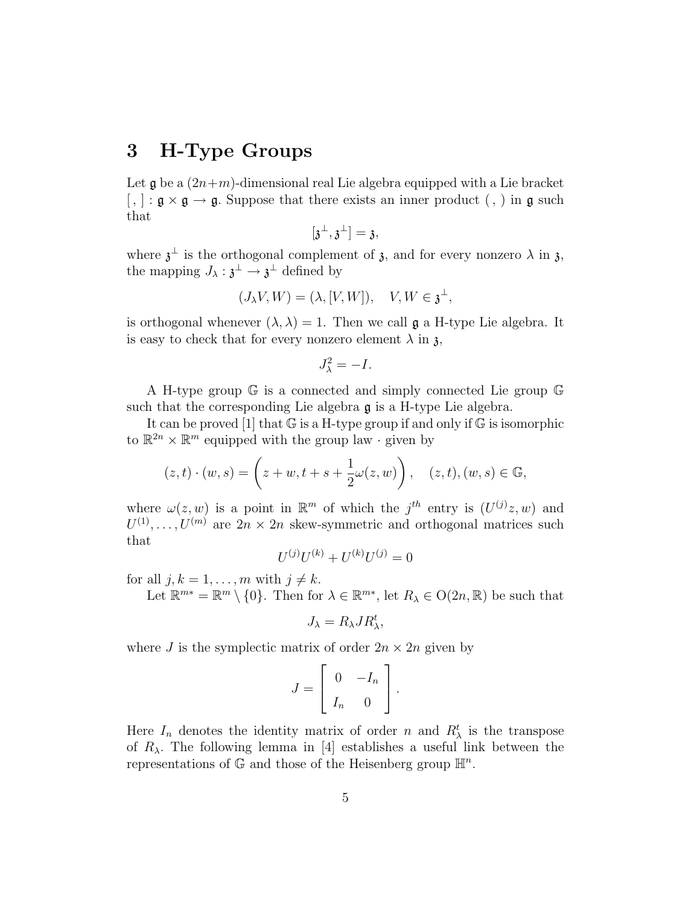# 3 H-Type Groups

Let $\mathfrak{g}$ be a $(2n+m)$-dimensional real Lie algebra equipped with a Lie bracket $[\,,\,] : \mathfrak{g} \times \mathfrak{g} \to \mathfrak{g}$. Suppose that there exists an inner product $(\,,\,)$ in $\mathfrak{g}$ such that

$$[\mathfrak{z}^\perp, \mathfrak{z}^\perp] = \mathfrak{z},$$

where $\mathfrak{z}^\perp$ is the orthogonal complement of $\mathfrak{z}$, and for every nonzero $\lambda$ in $\mathfrak{z}$, the mapping $J_\lambda : \mathfrak{z}^\perp \to \mathfrak{z}^\perp$ defined by

$$(J_\lambda V, W) = (\lambda, [V, W]), \quad V, W \in \mathfrak{z}^\perp,$$

is orthogonal whenever $(\lambda, \lambda) = 1$. Then we call $\mathfrak{g}$ a H-type Lie algebra. It is easy to check that for every nonzero element $\lambda$ in $\mathfrak{z}$,

$$J_\lambda^2 = -I.$$

A H-type group $\mathbb{G}$ is a connected and simply connected Lie group $\mathbb{G}$ such that the corresponding Lie algebra $\mathfrak{g}$ is a H-type Lie algebra.

It can be proved [1] that $\mathbb{G}$ is a H-type group if and only if $\mathbb{G}$ is isomorphic to $\mathbb{R}^{2n} \times \mathbb{R}^m$ equipped with the group law $\cdot$ given by

$$(z, t) \cdot (w, s) = \left( z + w, t + s + \frac{1}{2}\omega(z, w) \right), \quad (z, t), (w, s) \in \mathbb{G},$$

where $\omega(z, w)$ is a point in $\mathbb{R}^m$ of which the $j^{th}$ entry is $(U^{(j)}z, w)$ and $U^{(1)}, \ldots, U^{(m)}$ are $2n \times 2n$ skew-symmetric and orthogonal matrices such that

$$U^{(j)}U^{(k)} + U^{(k)}U^{(j)} = 0$$

for all $j, k = 1, \ldots, m$ with $j \neq k$.

Let $\mathbb{R}^{m*} = \mathbb{R}^m \setminus \{0\}$. Then for $\lambda \in \mathbb{R}^{m*}$, let $R_\lambda \in \mathrm{O}(2n, \mathbb{R})$ be such that

$$J_\lambda = R_\lambda J R_\lambda^t,$$

where $J$ is the symplectic matrix of order $2n \times 2n$ given by

$$J = \begin{bmatrix} 0 & -I_n \\ I_n & 0 \end{bmatrix}.$$

Here $I_n$ denotes the identity matrix of order $n$ and $R_\lambda^t$ is the transpose of $R_\lambda$. The following lemma in [4] establishes a useful link between the representations of $\mathbb{G}$ and those of the Heisenberg group $\mathbb{H}^n$.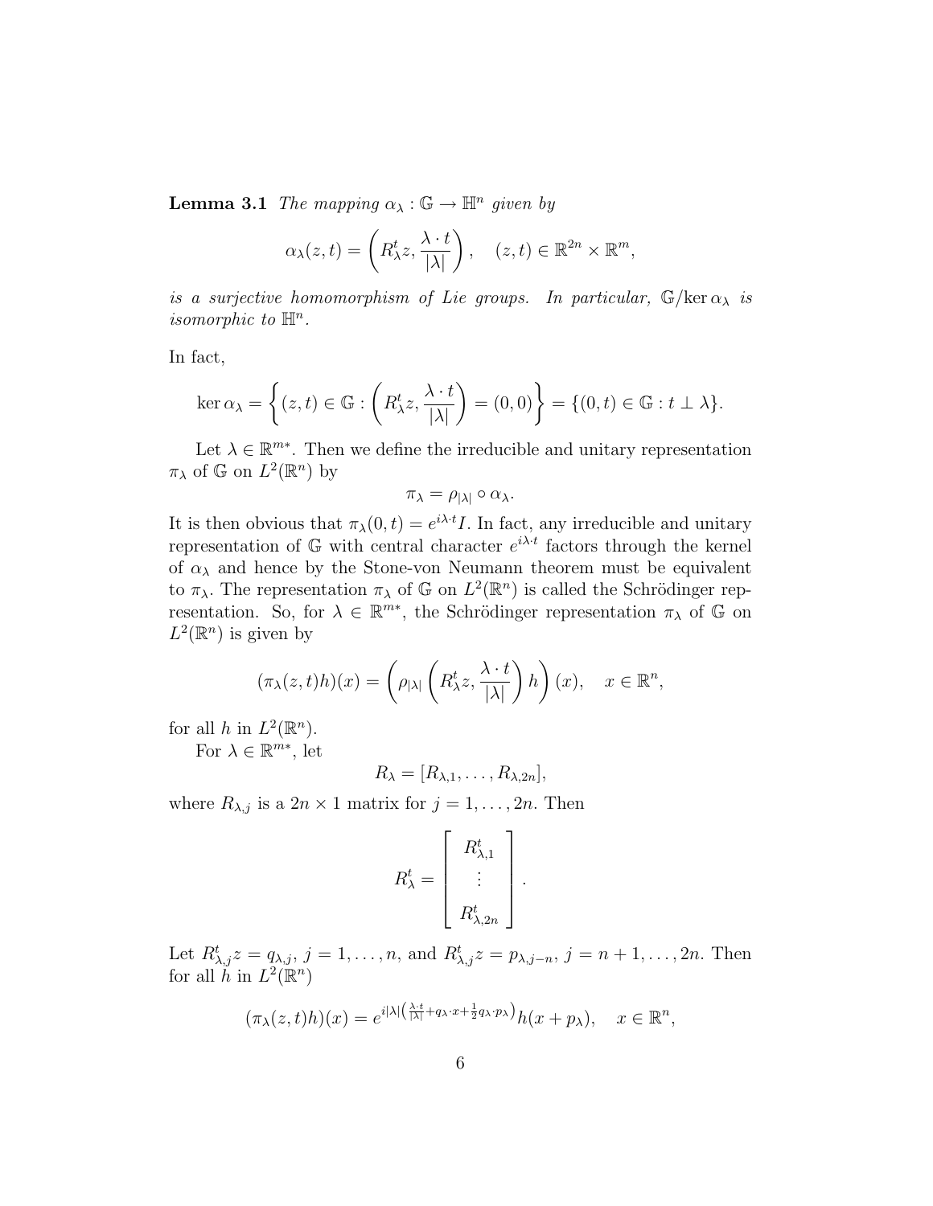**Lemma 3.1** *The mapping $\alpha_\lambda : \mathbb{G} \to \mathbb{H}^n$ given by*

$$\alpha_\lambda(z,t) = \left( R_\lambda^t z, \frac{\lambda \cdot t}{|\lambda|} \right), \quad (z,t) \in \mathbb{R}^{2n} \times \mathbb{R}^m,$$

*is a surjective homomorphism of Lie groups. In particular, $\mathbb{G}/\ker \alpha_\lambda$ is isomorphic to $\mathbb{H}^n$.*

In fact,

$$\ker \alpha_\lambda = \left\{ (z,t) \in \mathbb{G} : \left( R_\lambda^t z, \frac{\lambda \cdot t}{|\lambda|} \right) = (0,0) \right\} = \{(0,t) \in \mathbb{G} : t \perp \lambda\}.$$

Let $\lambda \in \mathbb{R}^{m*}$. Then we define the irreducible and unitary representation $\pi_\lambda$ of $\mathbb{G}$ on $L^2(\mathbb{R}^n)$ by

$$\pi_\lambda = \rho_{|\lambda|} \circ \alpha_\lambda.$$

It is then obvious that $\pi_\lambda(0,t) = e^{i\lambda \cdot t} I$. In fact, any irreducible and unitary representation of $\mathbb{G}$ with central character $e^{i\lambda \cdot t}$ factors through the kernel of $\alpha_\lambda$ and hence by the Stone-von Neumann theorem must be equivalent to $\pi_\lambda$. The representation $\pi_\lambda$ of $\mathbb{G}$ on $L^2(\mathbb{R}^n)$ is called the Schrödinger representation. So, for $\lambda \in \mathbb{R}^{m*}$, the Schrödinger representation $\pi_\lambda$ of $\mathbb{G}$ on $L^2(\mathbb{R}^n)$ is given by

$$(\pi_\lambda(z,t)h)(x) = \left( \rho_{|\lambda|} \left( R_\lambda^t z, \frac{\lambda \cdot t}{|\lambda|} \right) h \right)(x), \quad x \in \mathbb{R}^n,$$

for all $h$ in $L^2(\mathbb{R}^n)$.

For $\lambda \in \mathbb{R}^{m*}$, let

$$R_\lambda = [R_{\lambda,1}, \ldots, R_{\lambda,2n}],$$

where $R_{\lambda,j}$ is a $2n \times 1$ matrix for $j = 1, \ldots, 2n$. Then

$$R_\lambda^t = \begin{bmatrix} R_{\lambda,1}^t \\ \vdots \\ R_{\lambda,2n}^t \end{bmatrix}.$$

Let $R_{\lambda,j}^t z = q_{\lambda,j}$, $j = 1, \ldots, n$, and $R_{\lambda,j}^t z = p_{\lambda,j-n}$, $j = n+1, \ldots, 2n$. Then for all $h$ in $L^2(\mathbb{R}^n)$

$$(\pi_\lambda(z,t)h)(x) = e^{i|\lambda|\left(\frac{\lambda \cdot t}{|\lambda|} + q_\lambda \cdot x + \frac{1}{2} q_\lambda \cdot p_\lambda\right)} h(x + p_\lambda), \quad x \in \mathbb{R}^n,$$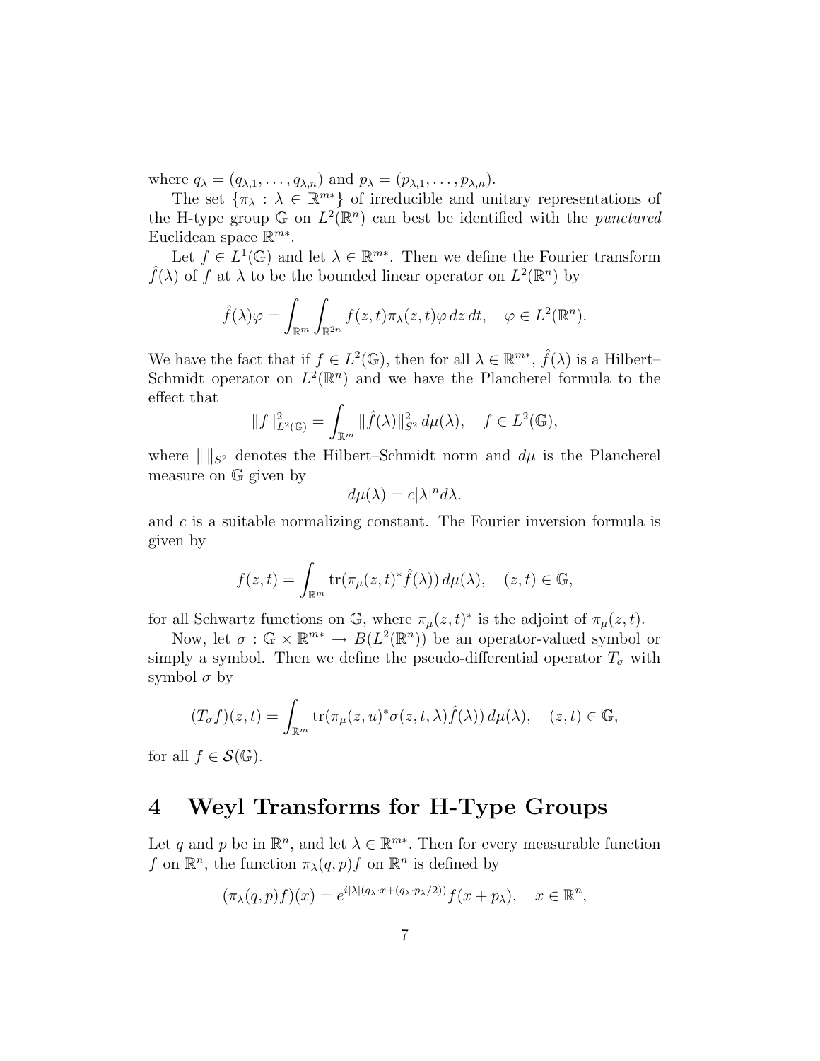where $q_\lambda = (q_{\lambda,1}, \ldots, q_{\lambda,n})$ and $p_\lambda = (p_{\lambda,1}, \ldots, p_{\lambda,n})$.

The set $\{\pi_\lambda : \lambda \in \mathbb{R}^{m*}\}$ of irreducible and unitary representations of the H-type group $\mathbb{G}$ on $L^2(\mathbb{R}^n)$ can best be identified with the *punctured* Euclidean space $\mathbb{R}^{m*}$.

Let $f \in L^1(\mathbb{G})$ and let $\lambda \in \mathbb{R}^{m*}$. Then we define the Fourier transform $\hat{f}(\lambda)$ of $f$ at $\lambda$ to be the bounded linear operator on $L^2(\mathbb{R}^n)$ by

$$\hat{f}(\lambda)\varphi = \int_{\mathbb{R}^m} \int_{\mathbb{R}^{2n}} f(z,t)\pi_\lambda(z,t)\varphi \, dz \, dt, \quad \varphi \in L^2(\mathbb{R}^n).$$

We have the fact that if $f \in L^2(\mathbb{G})$, then for all $\lambda \in \mathbb{R}^{m*}$, $\hat{f}(\lambda)$ is a Hilbert–Schmidt operator on $L^2(\mathbb{R}^n)$ and we have the Plancherel formula to the effect that

$$\|f\|^2_{L^2(\mathbb{G})} = \int_{\mathbb{R}^m} \|\hat{f}(\lambda)\|^2_{S^2} \, d\mu(\lambda), \quad f \in L^2(\mathbb{G}),$$

where $\| \, \|_{S^2}$ denotes the Hilbert–Schmidt norm and $d\mu$ is the Plancherel measure on $\mathbb{G}$ given by

$$d\mu(\lambda) = c|\lambda|^n d\lambda.$$

and $c$ is a suitable normalizing constant. The Fourier inversion formula is given by

$$f(z,t) = \int_{\mathbb{R}^m} \operatorname{tr}(\pi_\mu(z,t)^* \hat{f}(\lambda)) \, d\mu(\lambda), \quad (z,t) \in \mathbb{G},$$

for all Schwartz functions on $\mathbb{G}$, where $\pi_\mu(z,t)^*$ is the adjoint of $\pi_\mu(z,t)$.

Now, let $\sigma : \mathbb{G} \times \mathbb{R}^{m*} \to B(L^2(\mathbb{R}^n))$ be an operator-valued symbol or simply a symbol. Then we define the pseudo-differential operator $T_\sigma$ with symbol $\sigma$ by

$$(T_\sigma f)(z,t) = \int_{\mathbb{R}^m} \operatorname{tr}(\pi_\mu(z,u)^* \sigma(z,t,\lambda)\hat{f}(\lambda)) \, d\mu(\lambda), \quad (z,t) \in \mathbb{G},$$

for all $f \in \mathcal{S}(\mathbb{G})$.

# 4 Weyl Transforms for H-Type Groups

Let $q$ and $p$ be in $\mathbb{R}^n$, and let $\lambda \in \mathbb{R}^{m*}$. Then for every measurable function $f$ on $\mathbb{R}^n$, the function $\pi_\lambda(q,p)f$ on $\mathbb{R}^n$ is defined by

$$(\pi_\lambda(q,p)f)(x) = e^{i|\lambda|(q_\lambda \cdot x + (q_\lambda \cdot p_\lambda/2))} f(x + p_\lambda), \quad x \in \mathbb{R}^n,$$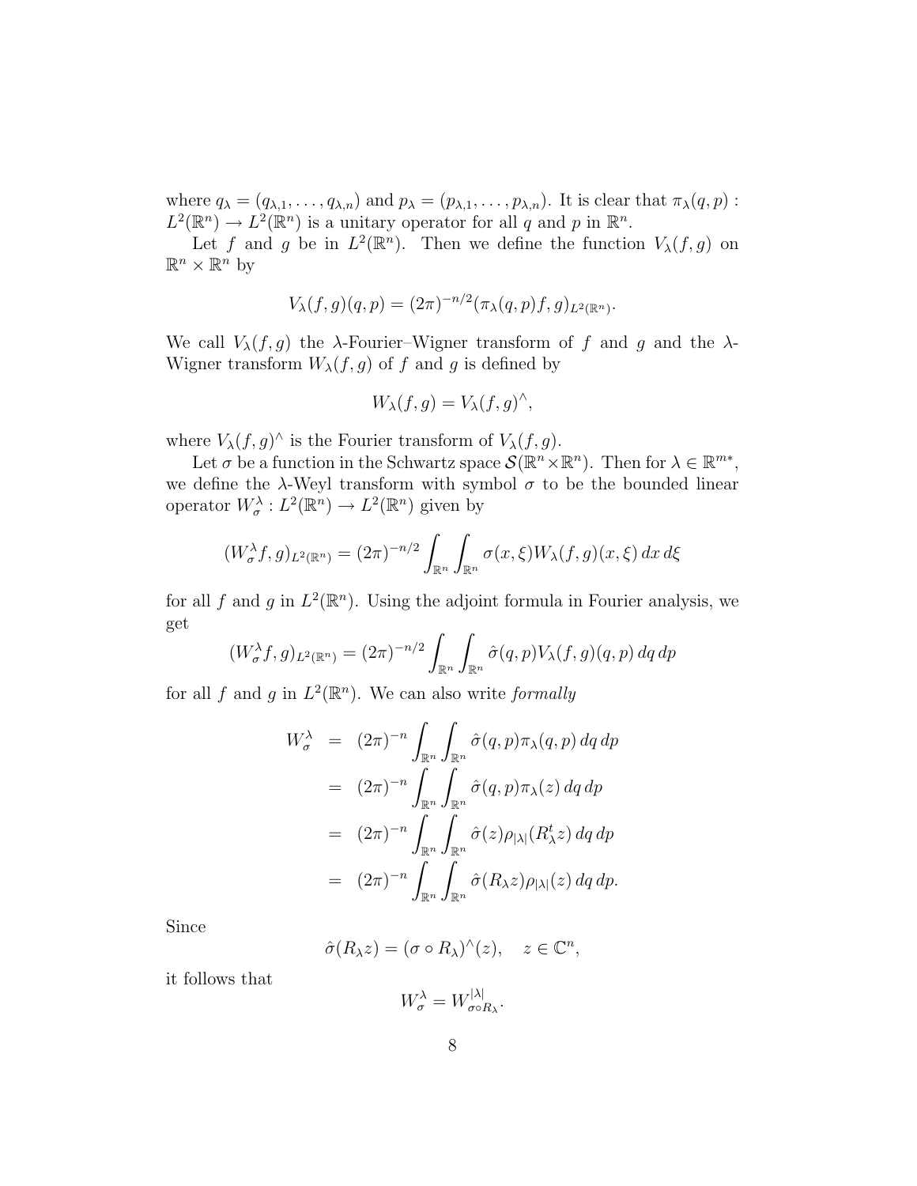where $q_\lambda = (q_{\lambda,1}, \ldots, q_{\lambda,n})$ and $p_\lambda = (p_{\lambda,1}, \ldots, p_{\lambda,n})$. It is clear that $\pi_\lambda(q,p) : L^2(\mathbb{R}^n) \to L^2(\mathbb{R}^n)$ is a unitary operator for all $q$ and $p$ in $\mathbb{R}^n$.

Let $f$ and $g$ be in $L^2(\mathbb{R}^n)$. Then we define the function $V_\lambda(f,g)$ on $\mathbb{R}^n \times \mathbb{R}^n$ by

$$V_\lambda(f,g)(q,p) = (2\pi)^{-n/2} (\pi_\lambda(q,p)f, g)_{L^2(\mathbb{R}^n)}.$$

We call $V_\lambda(f,g)$ the $\lambda$-Fourier–Wigner transform of $f$ and $g$ and the $\lambda$-Wigner transform $W_\lambda(f,g)$ of $f$ and $g$ is defined by

$$W_\lambda(f,g) = V_\lambda(f,g)^\wedge,$$

where $V_\lambda(f,g)^\wedge$ is the Fourier transform of $V_\lambda(f,g)$.

Let $\sigma$ be a function in the Schwartz space $\mathcal{S}(\mathbb{R}^n \times \mathbb{R}^n)$. Then for $\lambda \in \mathbb{R}^{m*}$, we define the $\lambda$-Weyl transform with symbol $\sigma$ to be the bounded linear operator $W^\lambda_\sigma : L^2(\mathbb{R}^n) \to L^2(\mathbb{R}^n)$ given by

$$(W^\lambda_\sigma f, g)_{L^2(\mathbb{R}^n)} = (2\pi)^{-n/2} \int_{\mathbb{R}^n} \int_{\mathbb{R}^n} \sigma(x,\xi) W_\lambda(f,g)(x,\xi)\, dx\, d\xi$$

for all $f$ and $g$ in $L^2(\mathbb{R}^n)$. Using the adjoint formula in Fourier analysis, we get

$$(W^\lambda_\sigma f, g)_{L^2(\mathbb{R}^n)} = (2\pi)^{-n/2} \int_{\mathbb{R}^n} \int_{\mathbb{R}^n} \hat{\sigma}(q,p) V_\lambda(f,g)(q,p)\, dq\, dp$$

for all $f$ and $g$ in $L^2(\mathbb{R}^n)$. We can also write *formally*

$$\begin{aligned}
W^\lambda_\sigma &= (2\pi)^{-n} \int_{\mathbb{R}^n} \int_{\mathbb{R}^n} \hat{\sigma}(q,p) \pi_\lambda(q,p)\, dq\, dp \\
&= (2\pi)^{-n} \int_{\mathbb{R}^n} \int_{\mathbb{R}^n} \hat{\sigma}(q,p) \pi_\lambda(z)\, dq\, dp \\
&= (2\pi)^{-n} \int_{\mathbb{R}^n} \int_{\mathbb{R}^n} \hat{\sigma}(z) \rho_{|\lambda|}(R^t_\lambda z)\, dq\, dp \\
&= (2\pi)^{-n} \int_{\mathbb{R}^n} \int_{\mathbb{R}^n} \hat{\sigma}(R_\lambda z) \rho_{|\lambda|}(z)\, dq\, dp.
\end{aligned}$$

Since

$$\hat{\sigma}(R_\lambda z) = (\sigma \circ R_\lambda)^\wedge(z), \quad z \in \mathbb{C}^n,$$

it follows that

$$W^\lambda_\sigma = W^{|\lambda|}_{\sigma \circ R_\lambda}.$$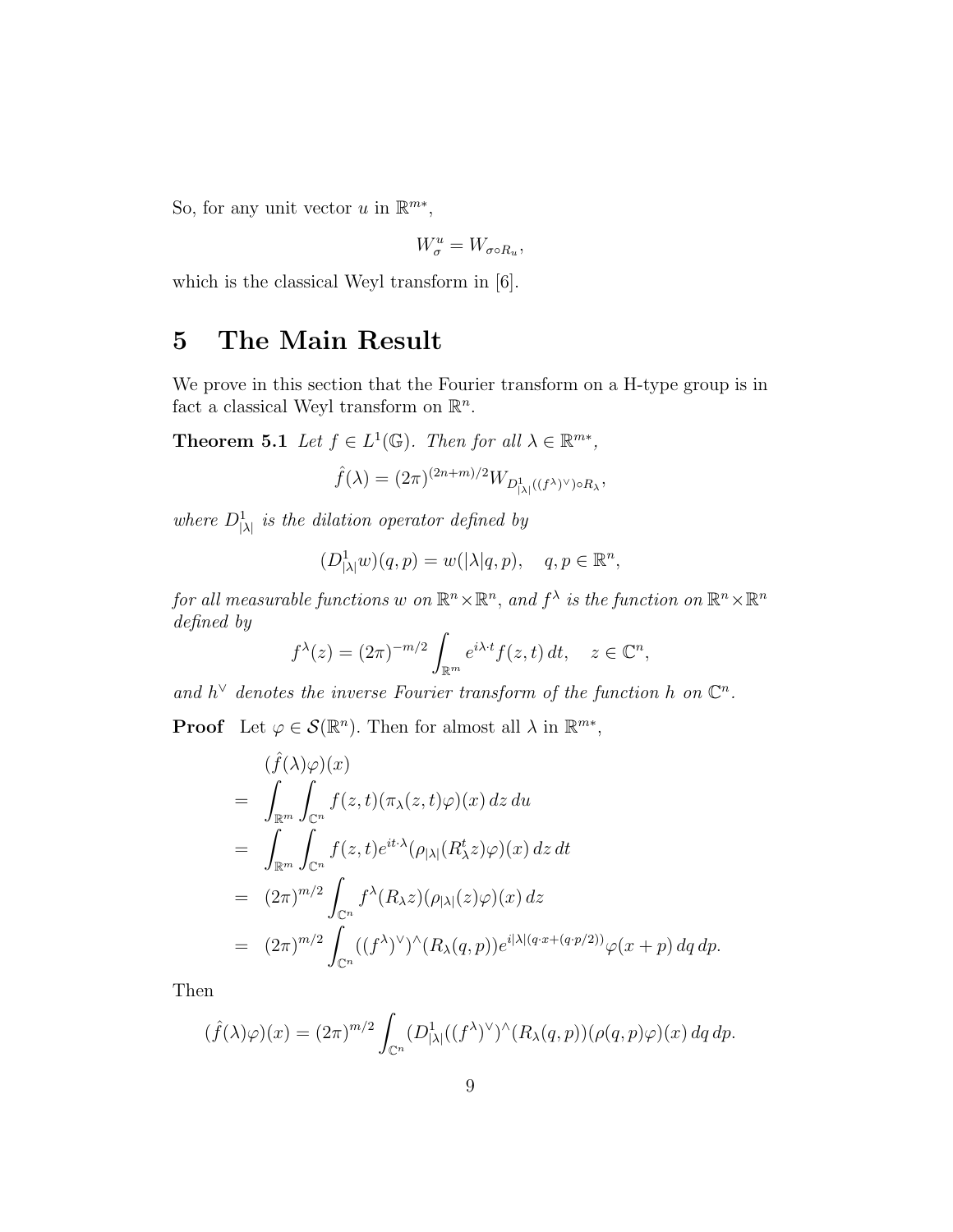So, for any unit vector $u$ in $\mathbb{R}^{m*}$,

$$W_\sigma^u = W_{\sigma \circ R_u},$$

which is the classical Weyl transform in [6].

# 5 The Main Result

We prove in this section that the Fourier transform on a H-type group is in fact a classical Weyl transform on $\mathbb{R}^n$.

**Theorem 5.1** *Let $f \in L^1(\mathbb{G})$. Then for all $\lambda \in \mathbb{R}^{m*}$,*

$$\hat{f}(\lambda) = (2\pi)^{(2n+m)/2} W_{D^1_{|\lambda|}((f^\lambda)^\vee) \circ R_\lambda},$$

*where $D^1_{|\lambda|}$ is the dilation operator defined by*

$$(D^1_{|\lambda|} w)(q,p) = w(|\lambda| q, p), \quad q, p \in \mathbb{R}^n,$$

*for all measurable functions $w$ on $\mathbb{R}^n \times \mathbb{R}^n$, and $f^\lambda$ is the function on $\mathbb{R}^n \times \mathbb{R}^n$ defined by*

$$f^\lambda(z) = (2\pi)^{-m/2} \int_{\mathbb{R}^m} e^{i\lambda \cdot t} f(z,t)\, dt, \quad z \in \mathbb{C}^n,$$

*and $h^\vee$ denotes the inverse Fourier transform of the function $h$ on $\mathbb{C}^n$.*

**Proof** Let $\varphi \in \mathcal{S}(\mathbb{R}^n)$. Then for almost all $\lambda$ in $\mathbb{R}^{m*}$,

$$\begin{aligned}
& (\hat{f}(\lambda)\varphi)(x) \\
= \; & \int_{\mathbb{R}^m} \int_{\mathbb{C}^n} f(z,t)(\pi_\lambda(z,t)\varphi)(x)\, dz\, du \\
= \; & \int_{\mathbb{R}^m} \int_{\mathbb{C}^n} f(z,t) e^{it\cdot\lambda} (\rho_{|\lambda|}(R_\lambda^t z)\varphi)(x)\, dz\, dt \\
= \; & (2\pi)^{m/2} \int_{\mathbb{C}^n} f^\lambda(R_\lambda z)(\rho_{|\lambda|}(z)\varphi)(x)\, dz \\
= \; & (2\pi)^{m/2} \int_{\mathbb{C}^n} ((f^\lambda)^\vee)^\wedge (R_\lambda(q,p)) e^{i|\lambda|(q\cdot x + (q\cdot p/2))} \varphi(x+p)\, dq\, dp.
\end{aligned}$$

Then

$$(\hat{f}(\lambda)\varphi)(x) = (2\pi)^{m/2} \int_{\mathbb{C}^n} (D^1_{|\lambda|}((f^\lambda)^\vee)^\wedge (R_\lambda(q,p))(\rho(q,p)\varphi)(x)\, dq\, dp.$$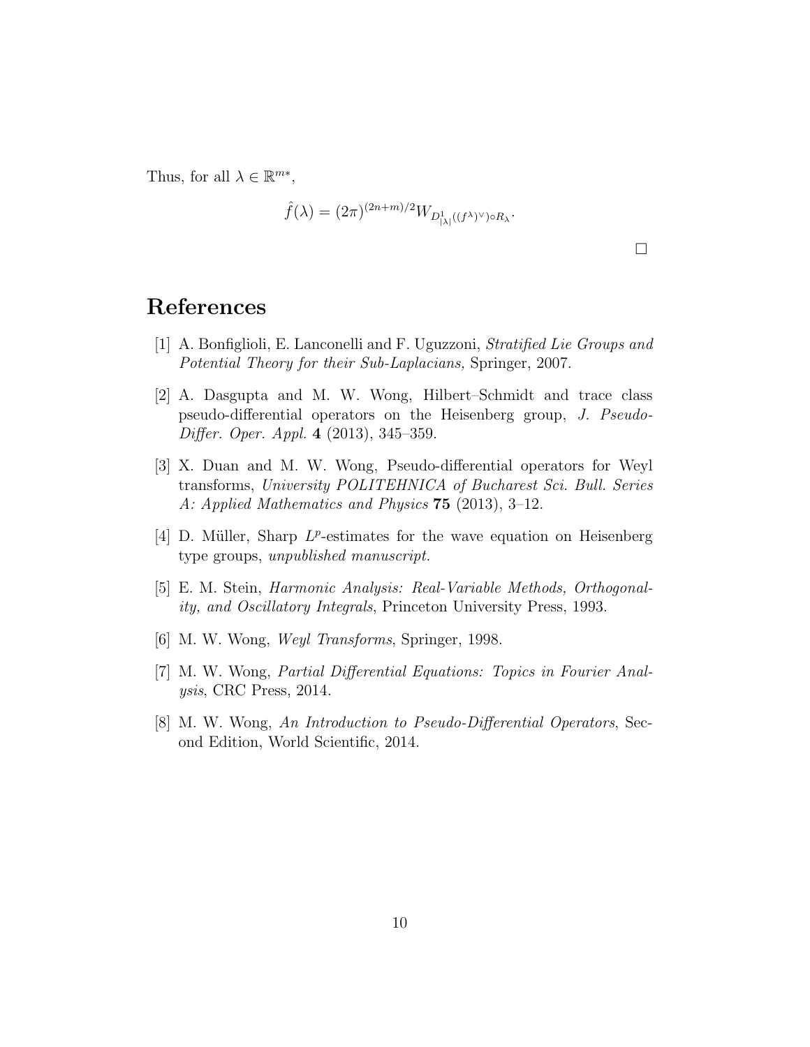Thus, for all $\lambda \in \mathbb{R}^{m*}$,

$$\hat{f}(\lambda) = (2\pi)^{(2n+m)/2} W_{D^1_{|\lambda|}((f^\lambda)^\vee)\circ R_\lambda}.$$

$\square$

# References

[1] A. Bonfiglioli, E. Lanconelli and F. Uguzzoni, *Stratified Lie Groups and Potential Theory for their Sub-Laplacians,* Springer, 2007.

[2] A. Dasgupta and M. W. Wong, Hilbert–Schmidt and trace class pseudo-differential operators on the Heisenberg group, *J. Pseudo-Differ. Oper. Appl.* **4** (2013), 345–359.

[3] X. Duan and M. W. Wong, Pseudo-differential operators for Weyl transforms, *University POLITEHNICA of Bucharest Sci. Bull. Series A: Applied Mathematics and Physics* **75** (2013), 3–12.

[4] D. Müller, Sharp $L^p$-estimates for the wave equation on Heisenberg type groups, *unpublished manuscript.*

[5] E. M. Stein, *Harmonic Analysis: Real-Variable Methods, Orthogonality, and Oscillatory Integrals*, Princeton University Press, 1993.

[6] M. W. Wong, *Weyl Transforms*, Springer, 1998.

[7] M. W. Wong, *Partial Differential Equations: Topics in Fourier Analysis*, CRC Press, 2014.

[8] M. W. Wong, *An Introduction to Pseudo-Differential Operators*, Second Edition, World Scientific, 2014.